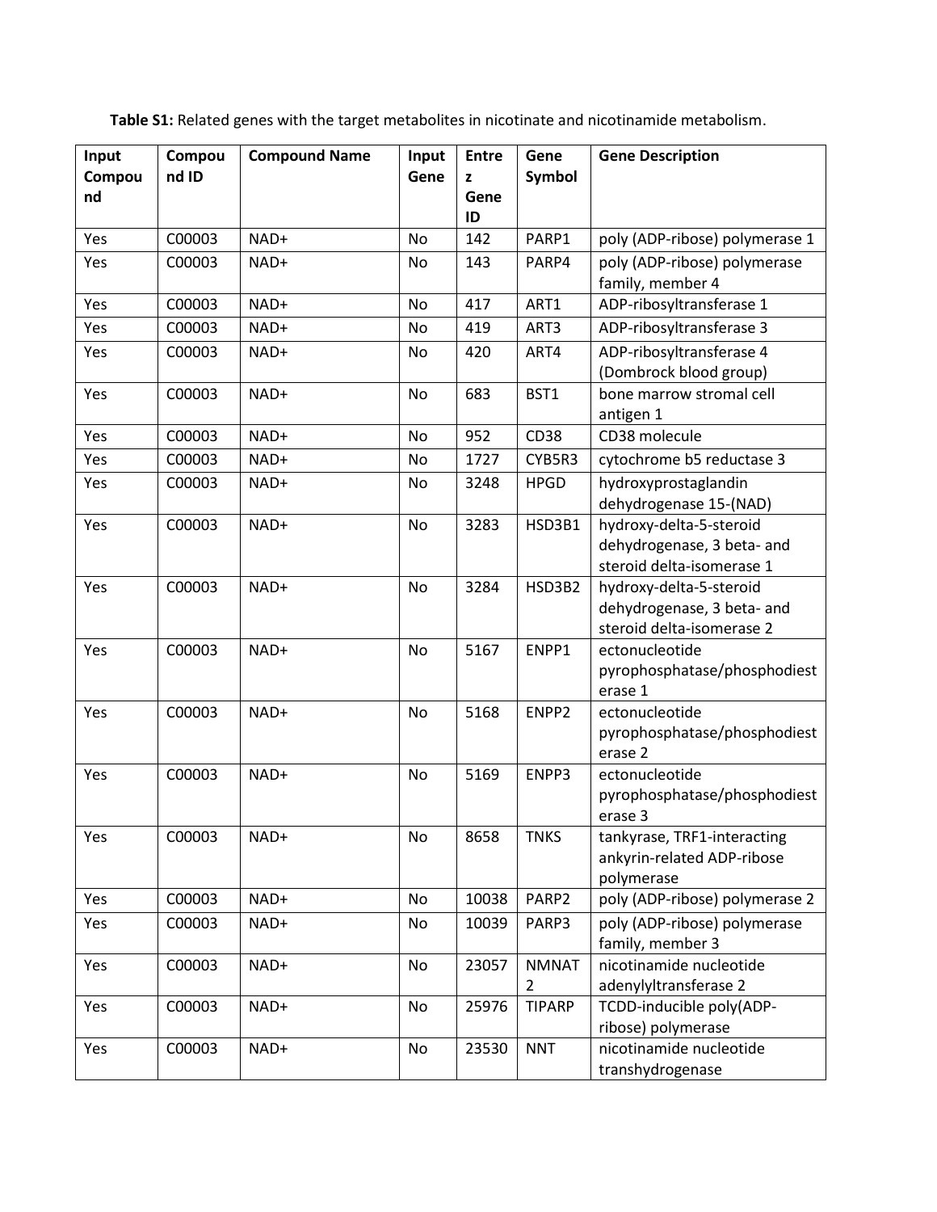**Table S1:** Related genes with the target metabolites in nicotinate and nicotinamide metabolism.

| Input Compound | Compound ID | Compound Name | Input Gene | Entrez Gene ID | Gene Symbol | Gene Description |
|---|---|---|---|---|---|---|
| Yes | C00003 | NAD+ | No | 142 | PARP1 | poly (ADP-ribose) polymerase 1 |
| Yes | C00003 | NAD+ | No | 143 | PARP4 | poly (ADP-ribose) polymerase family, member 4 |
| Yes | C00003 | NAD+ | No | 417 | ART1 | ADP-ribosyltransferase 1 |
| Yes | C00003 | NAD+ | No | 419 | ART3 | ADP-ribosyltransferase 3 |
| Yes | C00003 | NAD+ | No | 420 | ART4 | ADP-ribosyltransferase 4 (Dombrock blood group) |
| Yes | C00003 | NAD+ | No | 683 | BST1 | bone marrow stromal cell antigen 1 |
| Yes | C00003 | NAD+ | No | 952 | CD38 | CD38 molecule |
| Yes | C00003 | NAD+ | No | 1727 | CYB5R3 | cytochrome b5 reductase 3 |
| Yes | C00003 | NAD+ | No | 3248 | HPGD | hydroxyprostaglandin dehydrogenase 15-(NAD) |
| Yes | C00003 | NAD+ | No | 3283 | HSD3B1 | hydroxy-delta-5-steroid dehydrogenase, 3 beta- and steroid delta-isomerase 1 |
| Yes | C00003 | NAD+ | No | 3284 | HSD3B2 | hydroxy-delta-5-steroid dehydrogenase, 3 beta- and steroid delta-isomerase 2 |
| Yes | C00003 | NAD+ | No | 5167 | ENPP1 | ectonucleotide pyrophosphatase/phosphodiesterase 1 |
| Yes | C00003 | NAD+ | No | 5168 | ENPP2 | ectonucleotide pyrophosphatase/phosphodiesterase 2 |
| Yes | C00003 | NAD+ | No | 5169 | ENPP3 | ectonucleotide pyrophosphatase/phosphodiesterase 3 |
| Yes | C00003 | NAD+ | No | 8658 | TNKS | tankyrase, TRF1-interacting ankyrin-related ADP-ribose polymerase |
| Yes | C00003 | NAD+ | No | 10038 | PARP2 | poly (ADP-ribose) polymerase 2 |
| Yes | C00003 | NAD+ | No | 10039 | PARP3 | poly (ADP-ribose) polymerase family, member 3 |
| Yes | C00003 | NAD+ | No | 23057 | NMNAT2 | nicotinamide nucleotide adenylyltransferase 2 |
| Yes | C00003 | NAD+ | No | 25976 | TIPARP | TCDD-inducible poly(ADP-ribose) polymerase |
| Yes | C00003 | NAD+ | No | 23530 | NNT | nicotinamide nucleotide transhydrogenase |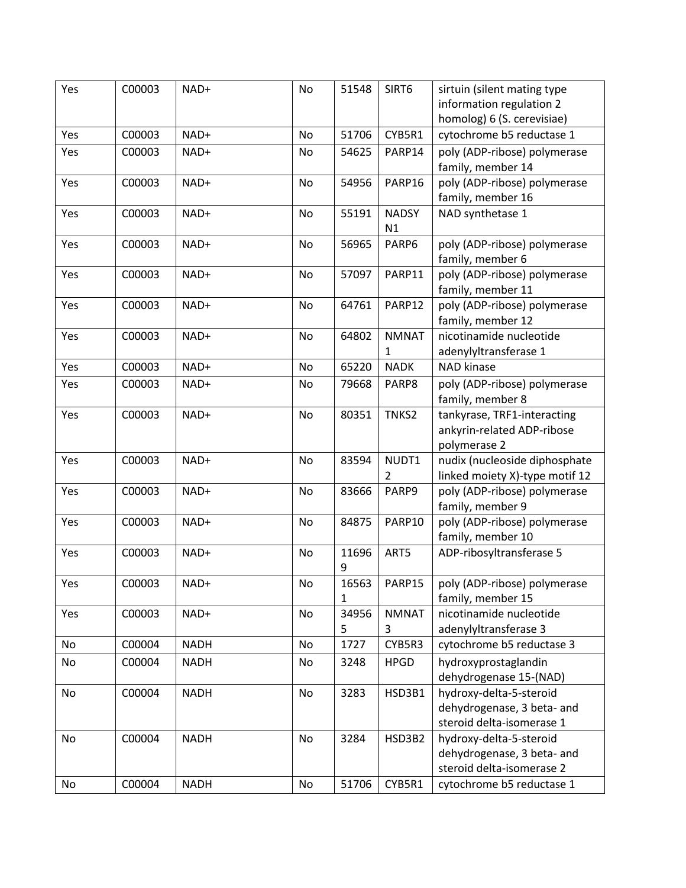| Yes | C00003 | NAD+ | No | 51548 | SIRT6 | sirtuin (silent mating type information regulation 2 homolog) 6 (S. cerevisiae) |
|---|---|---|---|---|---|---|
| Yes | C00003 | NAD+ | No | 51706 | CYB5R1 | cytochrome b5 reductase 1 |
| Yes | C00003 | NAD+ | No | 54625 | PARP14 | poly (ADP-ribose) polymerase family, member 14 |
| Yes | C00003 | NAD+ | No | 54956 | PARP16 | poly (ADP-ribose) polymerase family, member 16 |
| Yes | C00003 | NAD+ | No | 55191 | NADSYN1 | NAD synthetase 1 |
| Yes | C00003 | NAD+ | No | 56965 | PARP6 | poly (ADP-ribose) polymerase family, member 6 |
| Yes | C00003 | NAD+ | No | 57097 | PARP11 | poly (ADP-ribose) polymerase family, member 11 |
| Yes | C00003 | NAD+ | No | 64761 | PARP12 | poly (ADP-ribose) polymerase family, member 12 |
| Yes | C00003 | NAD+ | No | 64802 | NMNAT1 | nicotinamide nucleotide adenylyltransferase 1 |
| Yes | C00003 | NAD+ | No | 65220 | NADK | NAD kinase |
| Yes | C00003 | NAD+ | No | 79668 | PARP8 | poly (ADP-ribose) polymerase family, member 8 |
| Yes | C00003 | NAD+ | No | 80351 | TNKS2 | tankyrase, TRF1-interacting ankyrin-related ADP-ribose polymerase 2 |
| Yes | C00003 | NAD+ | No | 83594 | NUDT12 | nudix (nucleoside diphosphate linked moiety X)-type motif 12 |
| Yes | C00003 | NAD+ | No | 83666 | PARP9 | poly (ADP-ribose) polymerase family, member 9 |
| Yes | C00003 | NAD+ | No | 84875 | PARP10 | poly (ADP-ribose) polymerase family, member 10 |
| Yes | C00003 | NAD+ | No | 116969 | ART5 | ADP-ribosyltransferase 5 |
| Yes | C00003 | NAD+ | No | 165631 | PARP15 | poly (ADP-ribose) polymerase family, member 15 |
| Yes | C00003 | NAD+ | No | 349565 | NMNAT3 | nicotinamide nucleotide adenylyltransferase 3 |
| No | C00004 | NADH | No | 1727 | CYB5R3 | cytochrome b5 reductase 3 |
| No | C00004 | NADH | No | 3248 | HPGD | hydroxyprostaglandin dehydrogenase 15-(NAD) |
| No | C00004 | NADH | No | 3283 | HSD3B1 | hydroxy-delta-5-steroid dehydrogenase, 3 beta- and steroid delta-isomerase 1 |
| No | C00004 | NADH | No | 3284 | HSD3B2 | hydroxy-delta-5-steroid dehydrogenase, 3 beta- and steroid delta-isomerase 2 |
| No | C00004 | NADH | No | 51706 | CYB5R1 | cytochrome b5 reductase 1 |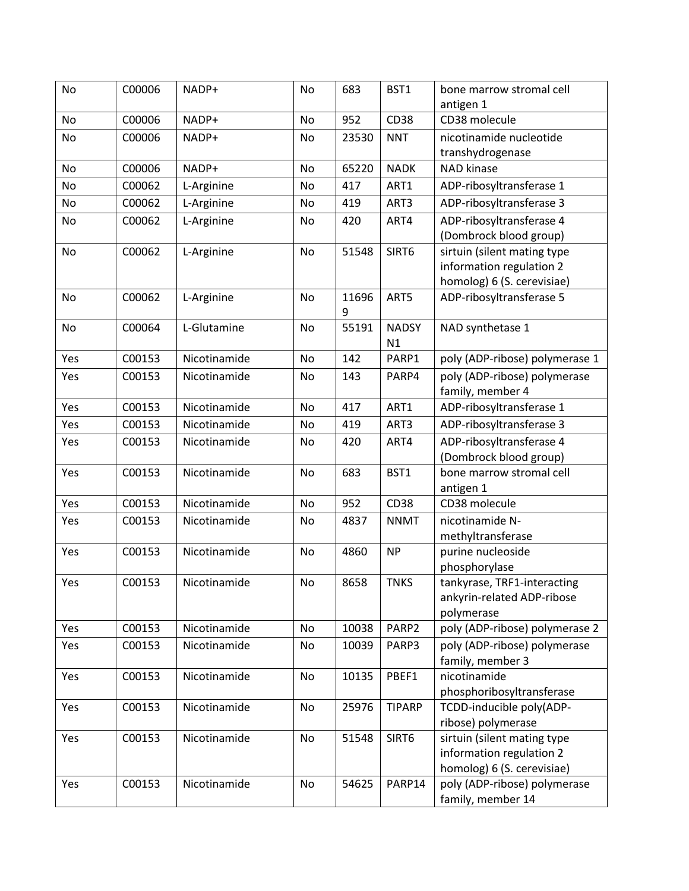| No | C00006 | NADP+ | No | 683 | BST1 | bone marrow stromal cell antigen 1 |
|---|---|---|---|---|---|---|
| No | C00006 | NADP+ | No | 952 | CD38 | CD38 molecule |
| No | C00006 | NADP+ | No | 23530 | NNT | nicotinamide nucleotide transhydrogenase |
| No | C00006 | NADP+ | No | 65220 | NADK | NAD kinase |
| No | C00062 | L-Arginine | No | 417 | ART1 | ADP-ribosyltransferase 1 |
| No | C00062 | L-Arginine | No | 419 | ART3 | ADP-ribosyltransferase 3 |
| No | C00062 | L-Arginine | No | 420 | ART4 | ADP-ribosyltransferase 4 (Dombrock blood group) |
| No | C00062 | L-Arginine | No | 51548 | SIRT6 | sirtuin (silent mating type information regulation 2 homolog) 6 (S. cerevisiae) |
| No | C00062 | L-Arginine | No | 116969 | ART5 | ADP-ribosyltransferase 5 |
| No | C00064 | L-Glutamine | No | 55191 | NADSYN1 | NAD synthetase 1 |
| Yes | C00153 | Nicotinamide | No | 142 | PARP1 | poly (ADP-ribose) polymerase 1 |
| Yes | C00153 | Nicotinamide | No | 143 | PARP4 | poly (ADP-ribose) polymerase family, member 4 |
| Yes | C00153 | Nicotinamide | No | 417 | ART1 | ADP-ribosyltransferase 1 |
| Yes | C00153 | Nicotinamide | No | 419 | ART3 | ADP-ribosyltransferase 3 |
| Yes | C00153 | Nicotinamide | No | 420 | ART4 | ADP-ribosyltransferase 4 (Dombrock blood group) |
| Yes | C00153 | Nicotinamide | No | 683 | BST1 | bone marrow stromal cell antigen 1 |
| Yes | C00153 | Nicotinamide | No | 952 | CD38 | CD38 molecule |
| Yes | C00153 | Nicotinamide | No | 4837 | NNMT | nicotinamide N-methyltransferase |
| Yes | C00153 | Nicotinamide | No | 4860 | NP | purine nucleoside phosphorylase |
| Yes | C00153 | Nicotinamide | No | 8658 | TNKS | tankyrase, TRF1-interacting ankyrin-related ADP-ribose polymerase |
| Yes | C00153 | Nicotinamide | No | 10038 | PARP2 | poly (ADP-ribose) polymerase 2 |
| Yes | C00153 | Nicotinamide | No | 10039 | PARP3 | poly (ADP-ribose) polymerase family, member 3 |
| Yes | C00153 | Nicotinamide | No | 10135 | PBEF1 | nicotinamide phosphoribosyltransferase |
| Yes | C00153 | Nicotinamide | No | 25976 | TIPARP | TCDD-inducible poly(ADP-ribose) polymerase |
| Yes | C00153 | Nicotinamide | No | 51548 | SIRT6 | sirtuin (silent mating type information regulation 2 homolog) 6 (S. cerevisiae) |
| Yes | C00153 | Nicotinamide | No | 54625 | PARP14 | poly (ADP-ribose) polymerase family, member 14 |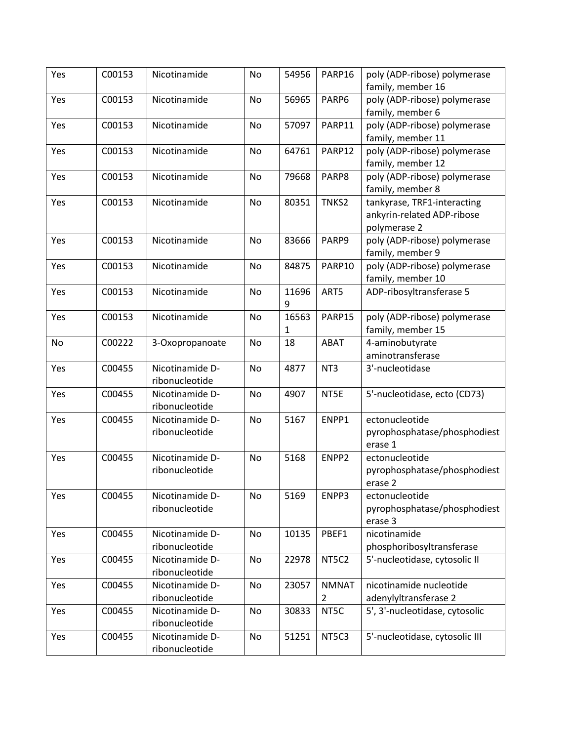| Yes | C00153 | Nicotinamide | No | 54956 | PARP16 | poly (ADP-ribose) polymerase family, member 16 |
|---|---|---|---|---|---|---|
| Yes | C00153 | Nicotinamide | No | 56965 | PARP6 | poly (ADP-ribose) polymerase family, member 6 |
| Yes | C00153 | Nicotinamide | No | 57097 | PARP11 | poly (ADP-ribose) polymerase family, member 11 |
| Yes | C00153 | Nicotinamide | No | 64761 | PARP12 | poly (ADP-ribose) polymerase family, member 12 |
| Yes | C00153 | Nicotinamide | No | 79668 | PARP8 | poly (ADP-ribose) polymerase family, member 8 |
| Yes | C00153 | Nicotinamide | No | 80351 | TNKS2 | tankyrase, TRF1-interacting ankyrin-related ADP-ribose polymerase 2 |
| Yes | C00153 | Nicotinamide | No | 83666 | PARP9 | poly (ADP-ribose) polymerase family, member 9 |
| Yes | C00153 | Nicotinamide | No | 84875 | PARP10 | poly (ADP-ribose) polymerase family, member 10 |
| Yes | C00153 | Nicotinamide | No | 116969 | ART5 | ADP-ribosyltransferase 5 |
| Yes | C00153 | Nicotinamide | No | 165631 | PARP15 | poly (ADP-ribose) polymerase family, member 15 |
| No | C00222 | 3-Oxopropanoate | No | 18 | ABAT | 4-aminobutyrate aminotransferase |
| Yes | C00455 | Nicotinamide D-ribonucleotide | No | 4877 | NT3 | 3'-nucleotidase |
| Yes | C00455 | Nicotinamide D-ribonucleotide | No | 4907 | NT5E | 5'-nucleotidase, ecto (CD73) |
| Yes | C00455 | Nicotinamide D-ribonucleotide | No | 5167 | ENPP1 | ectonucleotide pyrophosphatase/phosphodiesterase 1 |
| Yes | C00455 | Nicotinamide D-ribonucleotide | No | 5168 | ENPP2 | ectonucleotide pyrophosphatase/phosphodiesterase 2 |
| Yes | C00455 | Nicotinamide D-ribonucleotide | No | 5169 | ENPP3 | ectonucleotide pyrophosphatase/phosphodiesterase 3 |
| Yes | C00455 | Nicotinamide D-ribonucleotide | No | 10135 | PBEF1 | nicotinamide phosphoribosyltransferase |
| Yes | C00455 | Nicotinamide D-ribonucleotide | No | 22978 | NT5C2 | 5'-nucleotidase, cytosolic II |
| Yes | C00455 | Nicotinamide D-ribonucleotide | No | 23057 | NMNAT2 | nicotinamide nucleotide adenylyltransferase 2 |
| Yes | C00455 | Nicotinamide D-ribonucleotide | No | 30833 | NT5C | 5', 3'-nucleotidase, cytosolic |
| Yes | C00455 | Nicotinamide D-ribonucleotide | No | 51251 | NT5C3 | 5'-nucleotidase, cytosolic III |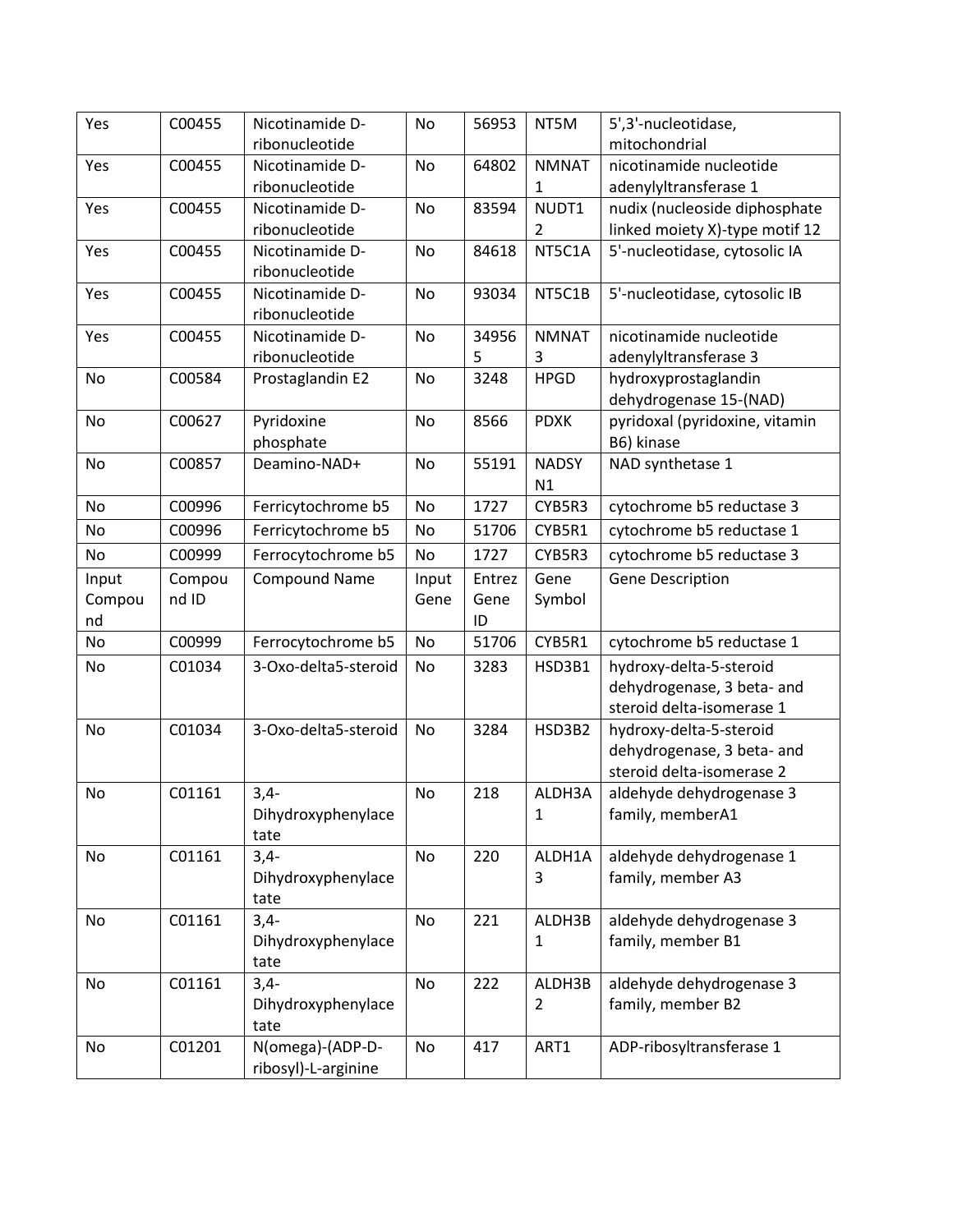| Yes | C00455 | Nicotinamide D-ribonucleotide | No | 56953 | NT5M | 5',3'-nucleotidase, mitochondrial |
|---|---|---|---|---|---|---|
| Yes | C00455 | Nicotinamide D-ribonucleotide | No | 64802 | NMNAT1 | nicotinamide nucleotide adenylyltransferase 1 |
| Yes | C00455 | Nicotinamide D-ribonucleotide | No | 83594 | NUDT12 | nudix (nucleoside diphosphate linked moiety X)-type motif 12 |
| Yes | C00455 | Nicotinamide D-ribonucleotide | No | 84618 | NT5C1A | 5'-nucleotidase, cytosolic IA |
| Yes | C00455 | Nicotinamide D-ribonucleotide | No | 93034 | NT5C1B | 5'-nucleotidase, cytosolic IB |
| Yes | C00455 | Nicotinamide D-ribonucleotide | No | 349565 | NMNAT3 | nicotinamide nucleotide adenylyltransferase 3 |
| No | C00584 | Prostaglandin E2 | No | 3248 | HPGD | hydroxyprostaglandin dehydrogenase 15-(NAD) |
| No | C00627 | Pyridoxine phosphate | No | 8566 | PDXK | pyridoxal (pyridoxine, vitamin B6) kinase |
| No | C00857 | Deamino-NAD+ | No | 55191 | NADSYN1 | NAD synthetase 1 |
| No | C00996 | Ferricytochrome b5 | No | 1727 | CYB5R3 | cytochrome b5 reductase 3 |
| No | C00996 | Ferricytochrome b5 | No | 51706 | CYB5R1 | cytochrome b5 reductase 1 |
| No | C00999 | Ferrocytochrome b5 | No | 1727 | CYB5R3 | cytochrome b5 reductase 3 |
| Input Compound | Compound ID | Compound Name | Input Gene | Entrez Gene ID | Gene Symbol | Gene Description |
| No | C00999 | Ferrocytochrome b5 | No | 51706 | CYB5R1 | cytochrome b5 reductase 1 |
| No | C01034 | 3-Oxo-delta5-steroid | No | 3283 | HSD3B1 | hydroxy-delta-5-steroid dehydrogenase, 3 beta- and steroid delta-isomerase 1 |
| No | C01034 | 3-Oxo-delta5-steroid | No | 3284 | HSD3B2 | hydroxy-delta-5-steroid dehydrogenase, 3 beta- and steroid delta-isomerase 2 |
| No | C01161 | 3,4-Dihydroxyphenylacetate | No | 218 | ALDH3A1 | aldehyde dehydrogenase 3 family, memberA1 |
| No | C01161 | 3,4-Dihydroxyphenylacetate | No | 220 | ALDH1A3 | aldehyde dehydrogenase 1 family, member A3 |
| No | C01161 | 3,4-Dihydroxyphenylacetate | No | 221 | ALDH3B1 | aldehyde dehydrogenase 3 family, member B1 |
| No | C01161 | 3,4-Dihydroxyphenylacetate | No | 222 | ALDH3B2 | aldehyde dehydrogenase 3 family, member B2 |
| No | C01201 | N(omega)-(ADP-D-ribosyl)-L-arginine | No | 417 | ART1 | ADP-ribosyltransferase 1 |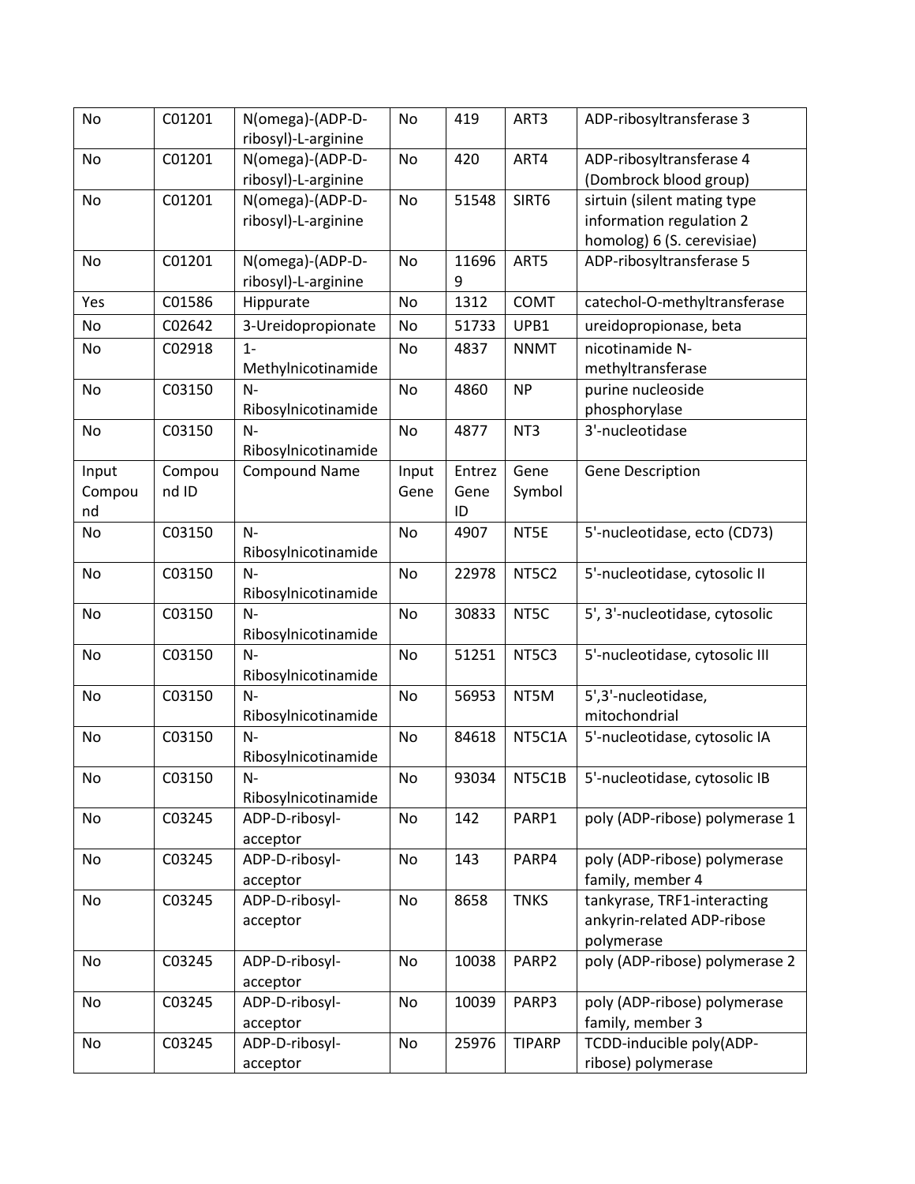| No | C01201 | N(omega)-(ADP-D-ribosyl)-L-arginine | No | 419 | ART3 | ADP-ribosyltransferase 3 |
|---|---|---|---|---|---|---|
| No | C01201 | N(omega)-(ADP-D-ribosyl)-L-arginine | No | 420 | ART4 | ADP-ribosyltransferase 4 (Dombrock blood group) |
| No | C01201 | N(omega)-(ADP-D-ribosyl)-L-arginine | No | 51548 | SIRT6 | sirtuin (silent mating type information regulation 2 homolog) 6 (S. cerevisiae) |
| No | C01201 | N(omega)-(ADP-D-ribosyl)-L-arginine | No | 116969 | ART5 | ADP-ribosyltransferase 5 |
| Yes | C01586 | Hippurate | No | 1312 | COMT | catechol-O-methyltransferase |
| No | C02642 | 3-Ureidopropionate | No | 51733 | UPB1 | ureidopropionase, beta |
| No | C02918 | 1-Methylnicotinamide | No | 4837 | NNMT | nicotinamide N-methyltransferase |
| No | C03150 | N-Ribosylnicotinamide | No | 4860 | NP | purine nucleoside phosphorylase |
| No | C03150 | N-Ribosylnicotinamide | No | 4877 | NT3 | 3'-nucleotidase |
| Input Compound | Compound ID | Compound Name | Input Gene | Entrez Gene ID | Gene Symbol | Gene Description |
| No | C03150 | N-Ribosylnicotinamide | No | 4907 | NT5E | 5'-nucleotidase, ecto (CD73) |
| No | C03150 | N-Ribosylnicotinamide | No | 22978 | NT5C2 | 5'-nucleotidase, cytosolic II |
| No | C03150 | N-Ribosylnicotinamide | No | 30833 | NT5C | 5', 3'-nucleotidase, cytosolic |
| No | C03150 | N-Ribosylnicotinamide | No | 51251 | NT5C3 | 5'-nucleotidase, cytosolic III |
| No | C03150 | N-Ribosylnicotinamide | No | 56953 | NT5M | 5',3'-nucleotidase, mitochondrial |
| No | C03150 | N-Ribosylnicotinamide | No | 84618 | NT5C1A | 5'-nucleotidase, cytosolic IA |
| No | C03150 | N-Ribosylnicotinamide | No | 93034 | NT5C1B | 5'-nucleotidase, cytosolic IB |
| No | C03245 | ADP-D-ribosyl-acceptor | No | 142 | PARP1 | poly (ADP-ribose) polymerase 1 |
| No | C03245 | ADP-D-ribosyl-acceptor | No | 143 | PARP4 | poly (ADP-ribose) polymerase family, member 4 |
| No | C03245 | ADP-D-ribosyl-acceptor | No | 8658 | TNKS | tankyrase, TRF1-interacting ankyrin-related ADP-ribose polymerase |
| No | C03245 | ADP-D-ribosyl-acceptor | No | 10038 | PARP2 | poly (ADP-ribose) polymerase 2 |
| No | C03245 | ADP-D-ribosyl-acceptor | No | 10039 | PARP3 | poly (ADP-ribose) polymerase family, member 3 |
| No | C03245 | ADP-D-ribosyl-acceptor | No | 25976 | TIPARP | TCDD-inducible poly(ADP-ribose) polymerase |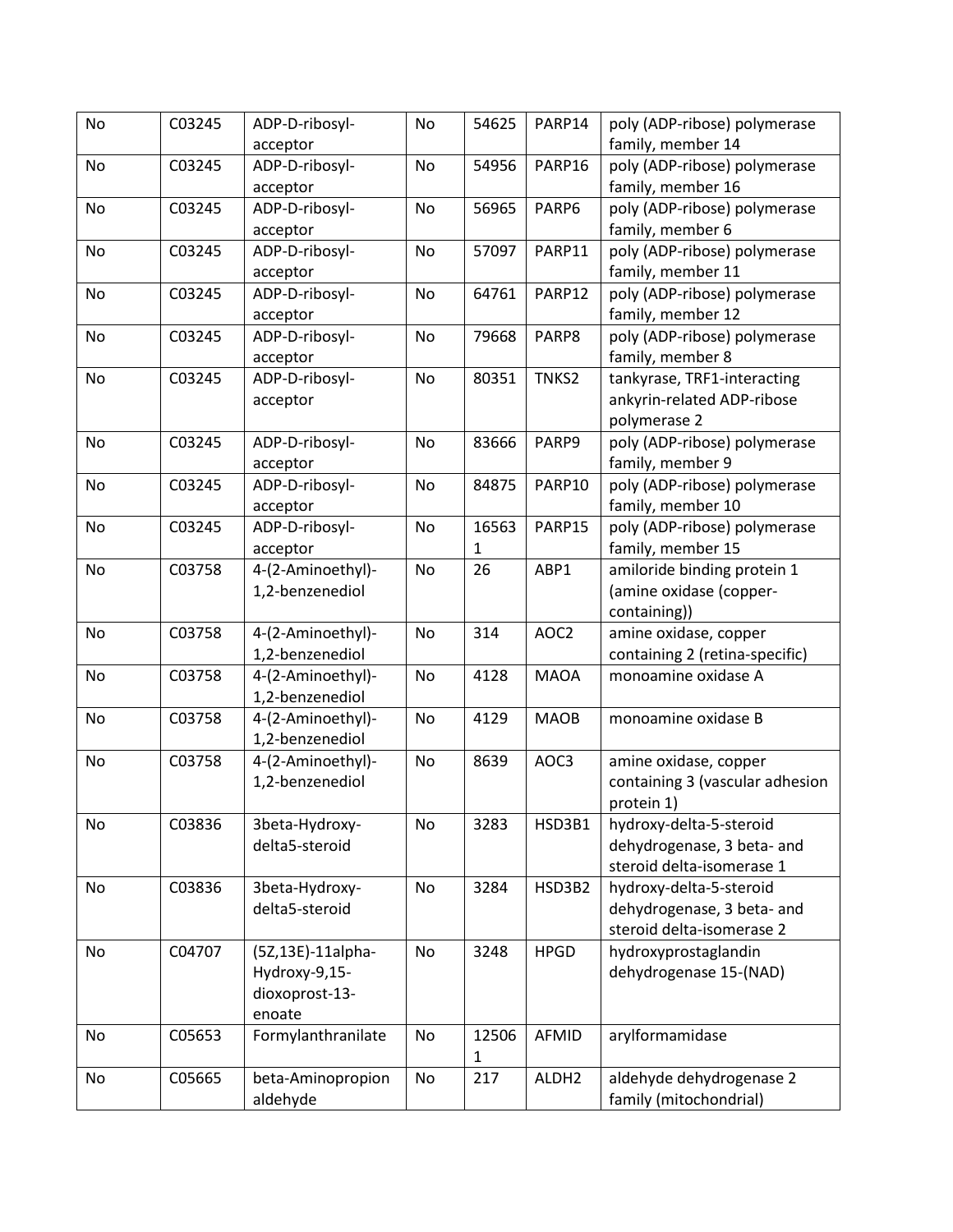| No | C03245 | ADP-D-ribosyl-acceptor | No | 54625 | PARP14 | poly (ADP-ribose) polymerase family, member 14 |
|---|---|---|---|---|---|---|
| No | C03245 | ADP-D-ribosyl-acceptor | No | 54956 | PARP16 | poly (ADP-ribose) polymerase family, member 16 |
| No | C03245 | ADP-D-ribosyl-acceptor | No | 56965 | PARP6 | poly (ADP-ribose) polymerase family, member 6 |
| No | C03245 | ADP-D-ribosyl-acceptor | No | 57097 | PARP11 | poly (ADP-ribose) polymerase family, member 11 |
| No | C03245 | ADP-D-ribosyl-acceptor | No | 64761 | PARP12 | poly (ADP-ribose) polymerase family, member 12 |
| No | C03245 | ADP-D-ribosyl-acceptor | No | 79668 | PARP8 | poly (ADP-ribose) polymerase family, member 8 |
| No | C03245 | ADP-D-ribosyl-acceptor | No | 80351 | TNKS2 | tankyrase, TRF1-interacting ankyrin-related ADP-ribose polymerase 2 |
| No | C03245 | ADP-D-ribosyl-acceptor | No | 83666 | PARP9 | poly (ADP-ribose) polymerase family, member 9 |
| No | C03245 | ADP-D-ribosyl-acceptor | No | 84875 | PARP10 | poly (ADP-ribose) polymerase family, member 10 |
| No | C03245 | ADP-D-ribosyl-acceptor | No | 165631 | PARP15 | poly (ADP-ribose) polymerase family, member 15 |
| No | C03758 | 4-(2-Aminoethyl)-1,2-benzenediol | No | 26 | ABP1 | amiloride binding protein 1 (amine oxidase (copper-containing)) |
| No | C03758 | 4-(2-Aminoethyl)-1,2-benzenediol | No | 314 | AOC2 | amine oxidase, copper containing 2 (retina-specific) |
| No | C03758 | 4-(2-Aminoethyl)-1,2-benzenediol | No | 4128 | MAOA | monoamine oxidase A |
| No | C03758 | 4-(2-Aminoethyl)-1,2-benzenediol | No | 4129 | MAOB | monoamine oxidase B |
| No | C03758 | 4-(2-Aminoethyl)-1,2-benzenediol | No | 8639 | AOC3 | amine oxidase, copper containing 3 (vascular adhesion protein 1) |
| No | C03836 | 3beta-Hydroxy-delta5-steroid | No | 3283 | HSD3B1 | hydroxy-delta-5-steroid dehydrogenase, 3 beta- and steroid delta-isomerase 1 |
| No | C03836 | 3beta-Hydroxy-delta5-steroid | No | 3284 | HSD3B2 | hydroxy-delta-5-steroid dehydrogenase, 3 beta- and steroid delta-isomerase 2 |
| No | C04707 | (5Z,13E)-11alpha-Hydroxy-9,15-dioxoprost-13-enoate | No | 3248 | HPGD | hydroxyprostaglandin dehydrogenase 15-(NAD) |
| No | C05653 | Formylanthranilate | No | 125061 | AFMID | arylformamidase |
| No | C05665 | beta-Aminopropion aldehyde | No | 217 | ALDH2 | aldehyde dehydrogenase 2 family (mitochondrial) |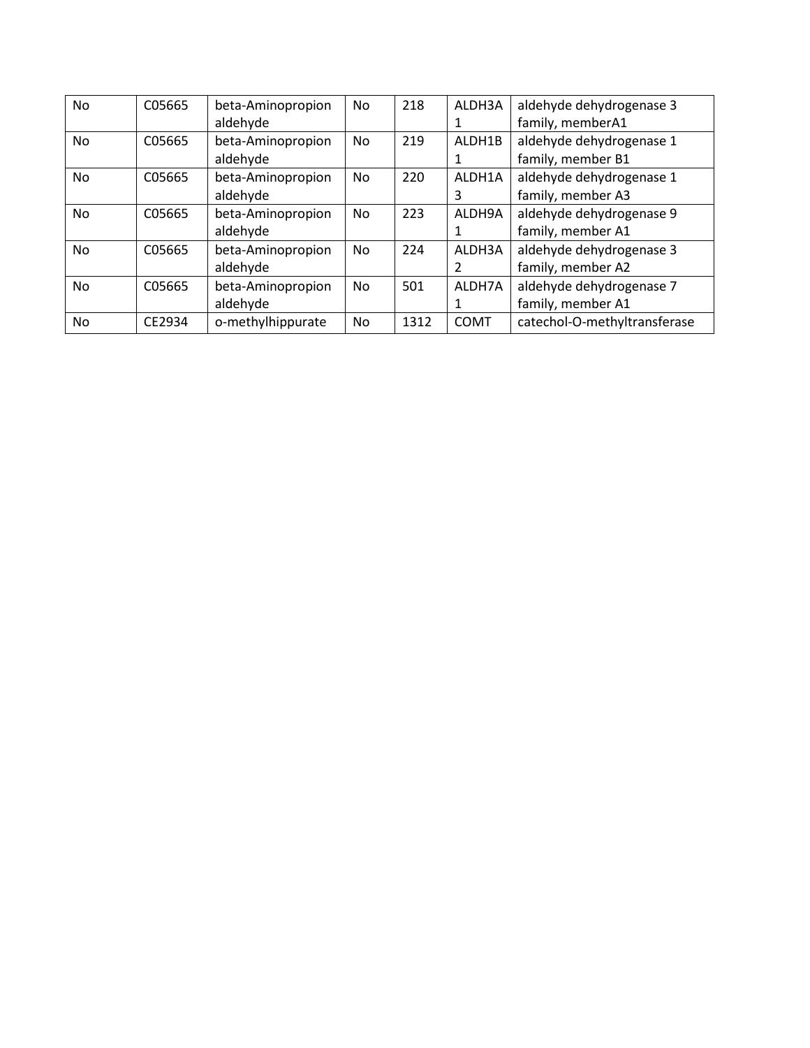| | | | | | | |
|---|---|---|---|---|---|---|
| No | C05665 | beta-Aminopropion aldehyde | No | 218 | ALDH3A1 | aldehyde dehydrogenase 3 family, memberA1 |
| No | C05665 | beta-Aminopropion aldehyde | No | 219 | ALDH1B1 | aldehyde dehydrogenase 1 family, member B1 |
| No | C05665 | beta-Aminopropion aldehyde | No | 220 | ALDH1A3 | aldehyde dehydrogenase 1 family, member A3 |
| No | C05665 | beta-Aminopropion aldehyde | No | 223 | ALDH9A1 | aldehyde dehydrogenase 9 family, member A1 |
| No | C05665 | beta-Aminopropion aldehyde | No | 224 | ALDH3A2 | aldehyde dehydrogenase 3 family, member A2 |
| No | C05665 | beta-Aminopropion aldehyde | No | 501 | ALDH7A1 | aldehyde dehydrogenase 7 family, member A1 |
| No | CE2934 | o-methylhippurate | No | 1312 | COMT | catechol-O-methyltransferase |